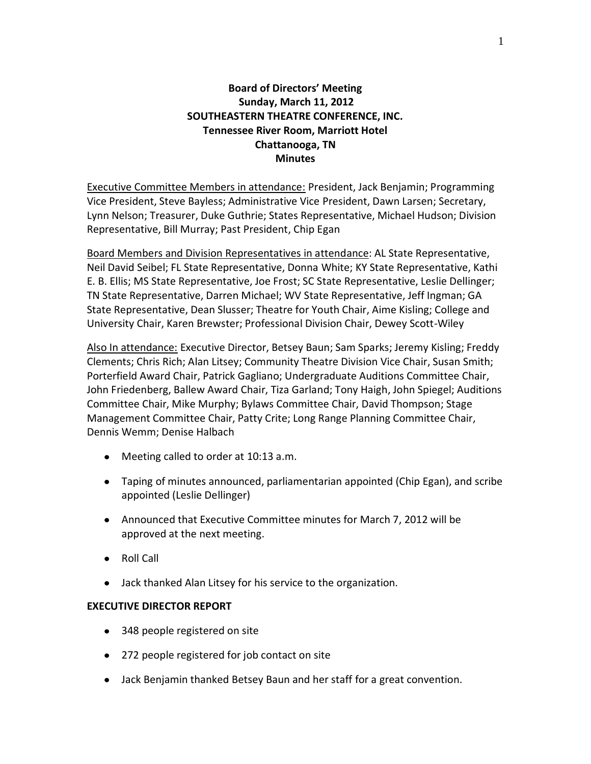**Board of Directors' Meeting**
**Sunday, March 11, 2012**
**SOUTHEASTERN THEATRE CONFERENCE, INC.**
**Tennessee River Room, Marriott Hotel**
**Chattanooga, TN**
**Minutes**

Executive Committee Members in attendance: President, Jack Benjamin; Programming Vice President, Steve Bayless; Administrative Vice President, Dawn Larsen; Secretary, Lynn Nelson; Treasurer, Duke Guthrie; States Representative, Michael Hudson; Division Representative, Bill Murray; Past President, Chip Egan

Board Members and Division Representatives in attendance: AL State Representative, Neil David Seibel; FL State Representative, Donna White; KY State Representative, Kathi E. B. Ellis; MS State Representative, Joe Frost; SC State Representative, Leslie Dellinger; TN State Representative, Darren Michael; WV State Representative, Jeff Ingman; GA State Representative, Dean Slusser; Theatre for Youth Chair, Aime Kisling; College and University Chair, Karen Brewster; Professional Division Chair, Dewey Scott-Wiley

Also In attendance: Executive Director, Betsey Baun; Sam Sparks; Jeremy Kisling; Freddy Clements; Chris Rich; Alan Litsey; Community Theatre Division Vice Chair, Susan Smith; Porterfield Award Chair, Patrick Gagliano; Undergraduate Auditions Committee Chair, John Friedenberg, Ballew Award Chair, Tiza Garland; Tony Haigh, John Spiegel; Auditions Committee Chair, Mike Murphy; Bylaws Committee Chair, David Thompson; Stage Management Committee Chair, Patty Crite; Long Range Planning Committee Chair, Dennis Wemm; Denise Halbach

- Meeting called to order at 10:13 a.m.
- Taping of minutes announced, parliamentarian appointed (Chip Egan), and scribe appointed (Leslie Dellinger)
- Announced that Executive Committee minutes for March 7, 2012 will be approved at the next meeting.
- Roll Call
- Jack thanked Alan Litsey for his service to the organization.

**EXECUTIVE DIRECTOR REPORT**

- 348 people registered on site
- 272 people registered for job contact on site
- Jack Benjamin thanked Betsey Baun and her staff for a great convention.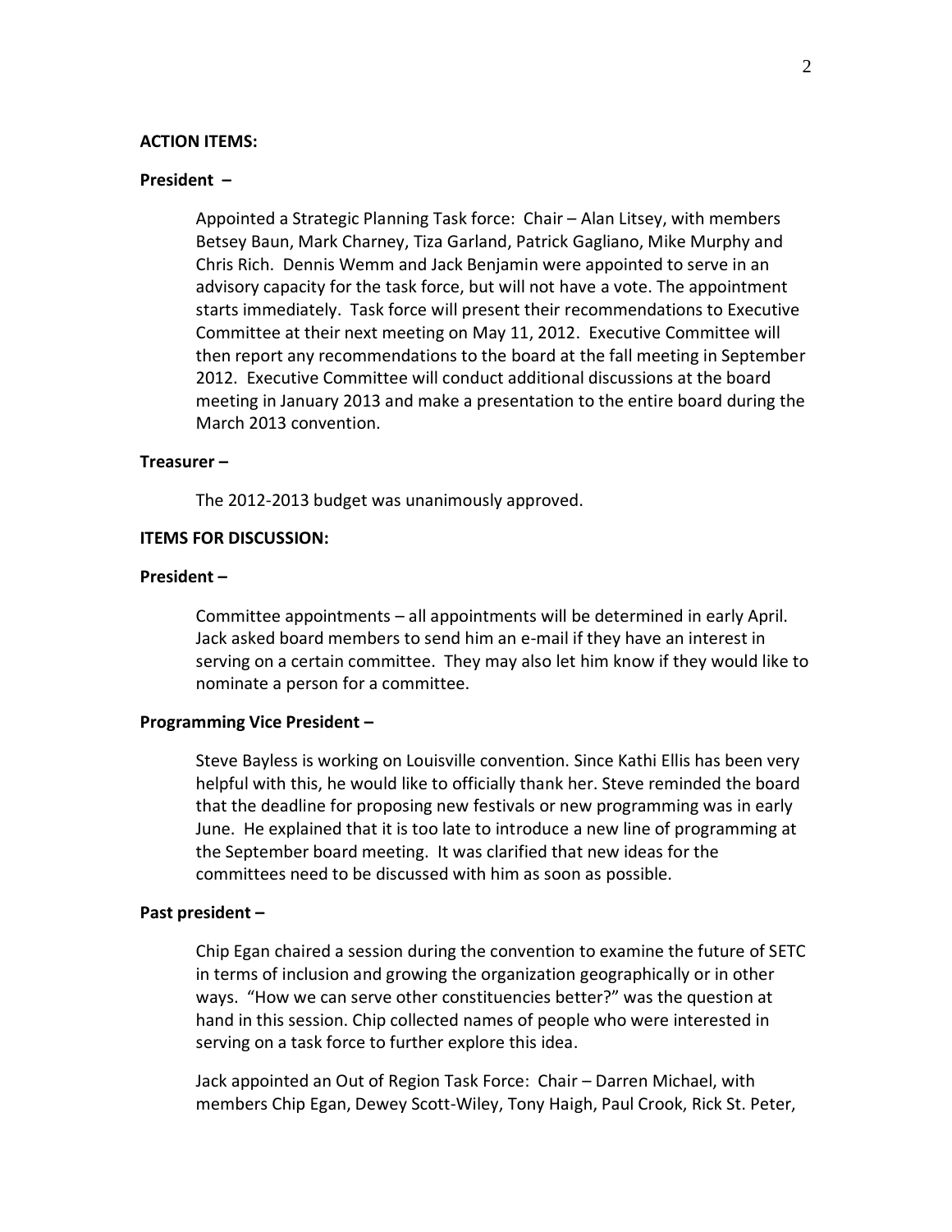**ACTION ITEMS:**

**President –**

Appointed a Strategic Planning Task force: Chair – Alan Litsey, with members Betsey Baun, Mark Charney, Tiza Garland, Patrick Gagliano, Mike Murphy and Chris Rich. Dennis Wemm and Jack Benjamin were appointed to serve in an advisory capacity for the task force, but will not have a vote. The appointment starts immediately. Task force will present their recommendations to Executive Committee at their next meeting on May 11, 2012. Executive Committee will then report any recommendations to the board at the fall meeting in September 2012. Executive Committee will conduct additional discussions at the board meeting in January 2013 and make a presentation to the entire board during the March 2013 convention.

**Treasurer –**

The 2012-2013 budget was unanimously approved.

**ITEMS FOR DISCUSSION:**

**President –**

Committee appointments – all appointments will be determined in early April. Jack asked board members to send him an e-mail if they have an interest in serving on a certain committee. They may also let him know if they would like to nominate a person for a committee.

**Programming Vice President –**

Steve Bayless is working on Louisville convention. Since Kathi Ellis has been very helpful with this, he would like to officially thank her. Steve reminded the board that the deadline for proposing new festivals or new programming was in early June. He explained that it is too late to introduce a new line of programming at the September board meeting. It was clarified that new ideas for the committees need to be discussed with him as soon as possible.

**Past president –**

Chip Egan chaired a session during the convention to examine the future of SETC in terms of inclusion and growing the organization geographically or in other ways. "How we can serve other constituencies better?" was the question at hand in this session. Chip collected names of people who were interested in serving on a task force to further explore this idea.

Jack appointed an Out of Region Task Force: Chair – Darren Michael, with members Chip Egan, Dewey Scott-Wiley, Tony Haigh, Paul Crook, Rick St. Peter,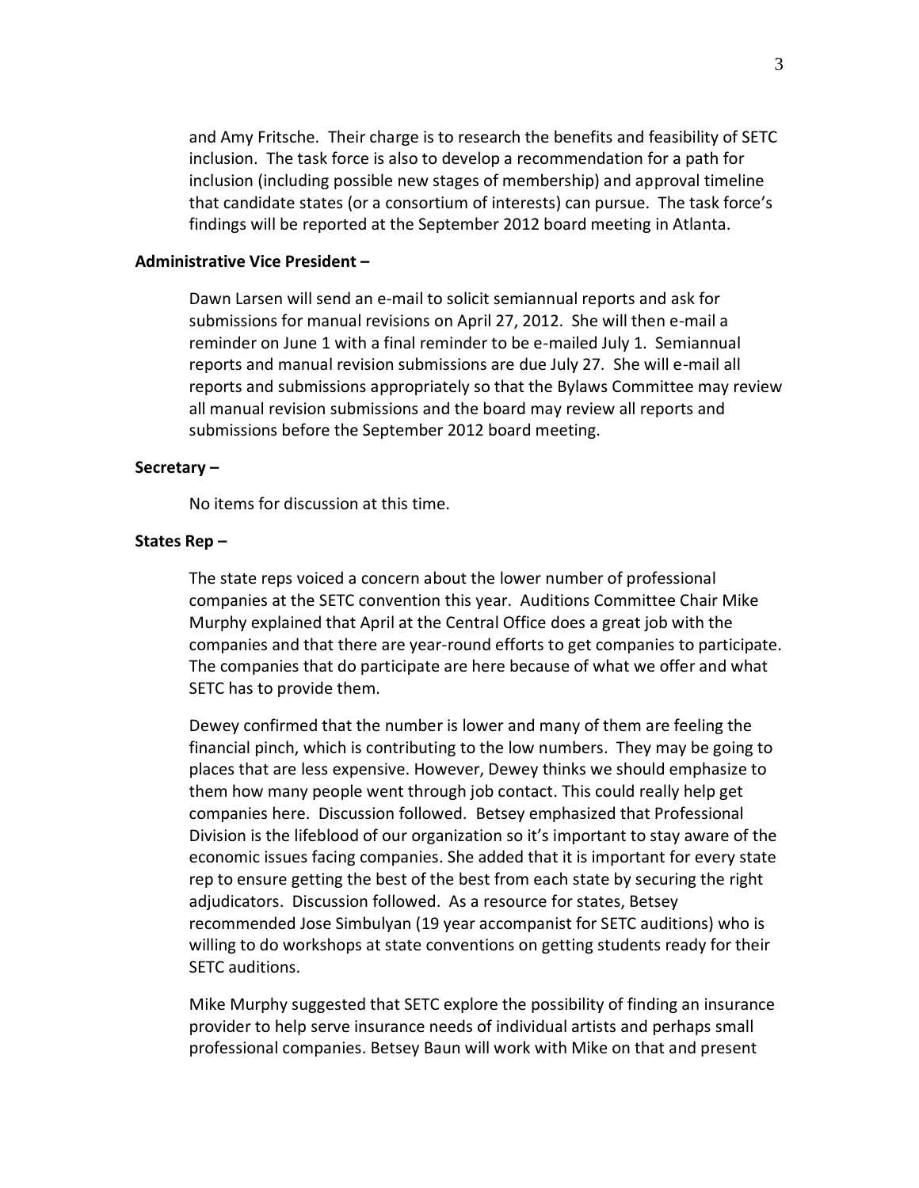and Amy Fritsche. Their charge is to research the benefits and feasibility of SETC inclusion. The task force is also to develop a recommendation for a path for inclusion (including possible new stages of membership) and approval timeline that candidate states (or a consortium of interests) can pursue. The task force's findings will be reported at the September 2012 board meeting in Atlanta.

**Administrative Vice President –**

Dawn Larsen will send an e-mail to solicit semiannual reports and ask for submissions for manual revisions on April 27, 2012. She will then e-mail a reminder on June 1 with a final reminder to be e-mailed July 1. Semiannual reports and manual revision submissions are due July 27. She will e-mail all reports and submissions appropriately so that the Bylaws Committee may review all manual revision submissions and the board may review all reports and submissions before the September 2012 board meeting.

**Secretary –**

No items for discussion at this time.

**States Rep –**

The state reps voiced a concern about the lower number of professional companies at the SETC convention this year. Auditions Committee Chair Mike Murphy explained that April at the Central Office does a great job with the companies and that there are year-round efforts to get companies to participate. The companies that do participate are here because of what we offer and what SETC has to provide them.

Dewey confirmed that the number is lower and many of them are feeling the financial pinch, which is contributing to the low numbers. They may be going to places that are less expensive. However, Dewey thinks we should emphasize to them how many people went through job contact. This could really help get companies here. Discussion followed. Betsey emphasized that Professional Division is the lifeblood of our organization so it's important to stay aware of the economic issues facing companies. She added that it is important for every state rep to ensure getting the best of the best from each state by securing the right adjudicators. Discussion followed. As a resource for states, Betsey recommended Jose Simbulyan (19 year accompanist for SETC auditions) who is willing to do workshops at state conventions on getting students ready for their SETC auditions.

Mike Murphy suggested that SETC explore the possibility of finding an insurance provider to help serve insurance needs of individual artists and perhaps small professional companies. Betsey Baun will work with Mike on that and present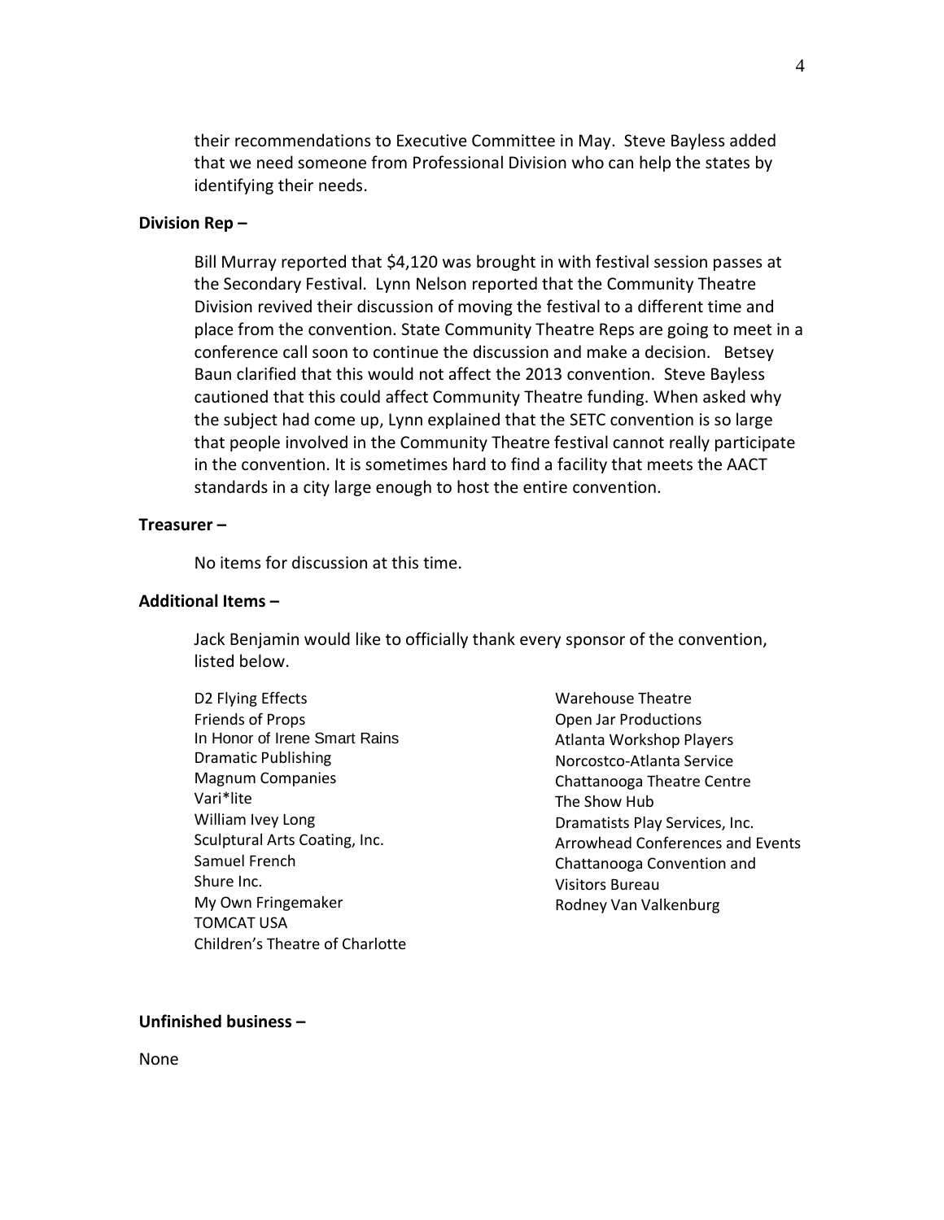their recommendations to Executive Committee in May. Steve Bayless added that we need someone from Professional Division who can help the states by identifying their needs.

**Division Rep –**

Bill Murray reported that $4,120 was brought in with festival session passes at the Secondary Festival. Lynn Nelson reported that the Community Theatre Division revived their discussion of moving the festival to a different time and place from the convention. State Community Theatre Reps are going to meet in a conference call soon to continue the discussion and make a decision. Betsey Baun clarified that this would not affect the 2013 convention. Steve Bayless cautioned that this could affect Community Theatre funding. When asked why the subject had come up, Lynn explained that the SETC convention is so large that people involved in the Community Theatre festival cannot really participate in the convention. It is sometimes hard to find a facility that meets the AACT standards in a city large enough to host the entire convention.

**Treasurer –**

No items for discussion at this time.

**Additional Items –**

Jack Benjamin would like to officially thank every sponsor of the convention, listed below.

D2 Flying Effects
Friends of Props
In Honor of Irene Smart Rains
Dramatic Publishing
Magnum Companies
Vari*lite
William Ivey Long
Sculptural Arts Coating, Inc.
Samuel French
Shure Inc.
My Own Fringemaker
TOMCAT USA
Children's Theatre of Charlotte
Warehouse Theatre
Open Jar Productions
Atlanta Workshop Players
Norcostco-Atlanta Service
Chattanooga Theatre Centre
The Show Hub
Dramatists Play Services, Inc.
Arrowhead Conferences and Events
Chattanooga Convention and Visitors Bureau
Rodney Van Valkenburg

**Unfinished business –**

None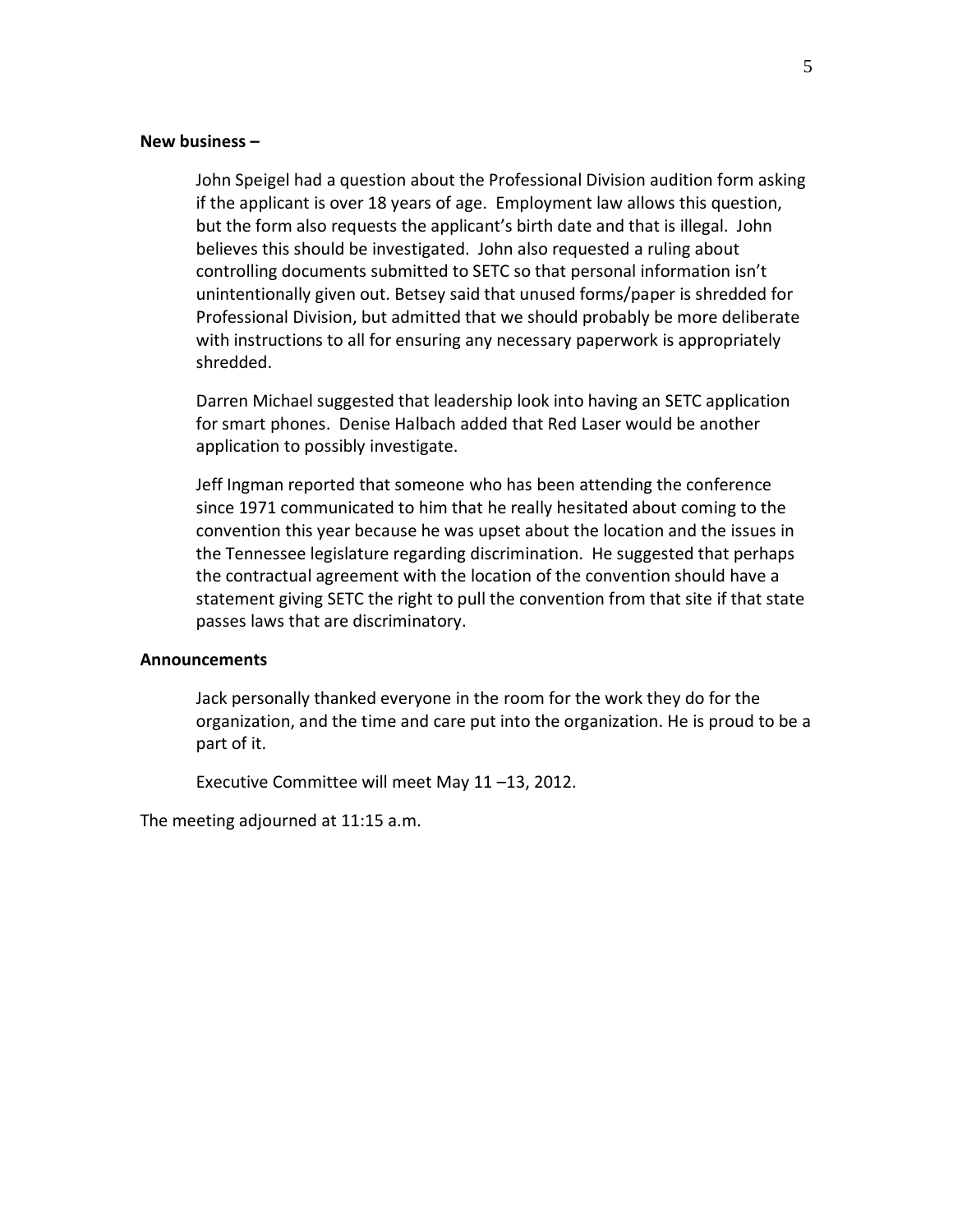**New business –**

John Speigel had a question about the Professional Division audition form asking if the applicant is over 18 years of age. Employment law allows this question, but the form also requests the applicant's birth date and that is illegal. John believes this should be investigated. John also requested a ruling about controlling documents submitted to SETC so that personal information isn't unintentionally given out. Betsey said that unused forms/paper is shredded for Professional Division, but admitted that we should probably be more deliberate with instructions to all for ensuring any necessary paperwork is appropriately shredded.

Darren Michael suggested that leadership look into having an SETC application for smart phones. Denise Halbach added that Red Laser would be another application to possibly investigate.

Jeff Ingman reported that someone who has been attending the conference since 1971 communicated to him that he really hesitated about coming to the convention this year because he was upset about the location and the issues in the Tennessee legislature regarding discrimination. He suggested that perhaps the contractual agreement with the location of the convention should have a statement giving SETC the right to pull the convention from that site if that state passes laws that are discriminatory.

**Announcements**

Jack personally thanked everyone in the room for the work they do for the organization, and the time and care put into the organization. He is proud to be a part of it.

Executive Committee will meet May 11 –13, 2012.

The meeting adjourned at 11:15 a.m.